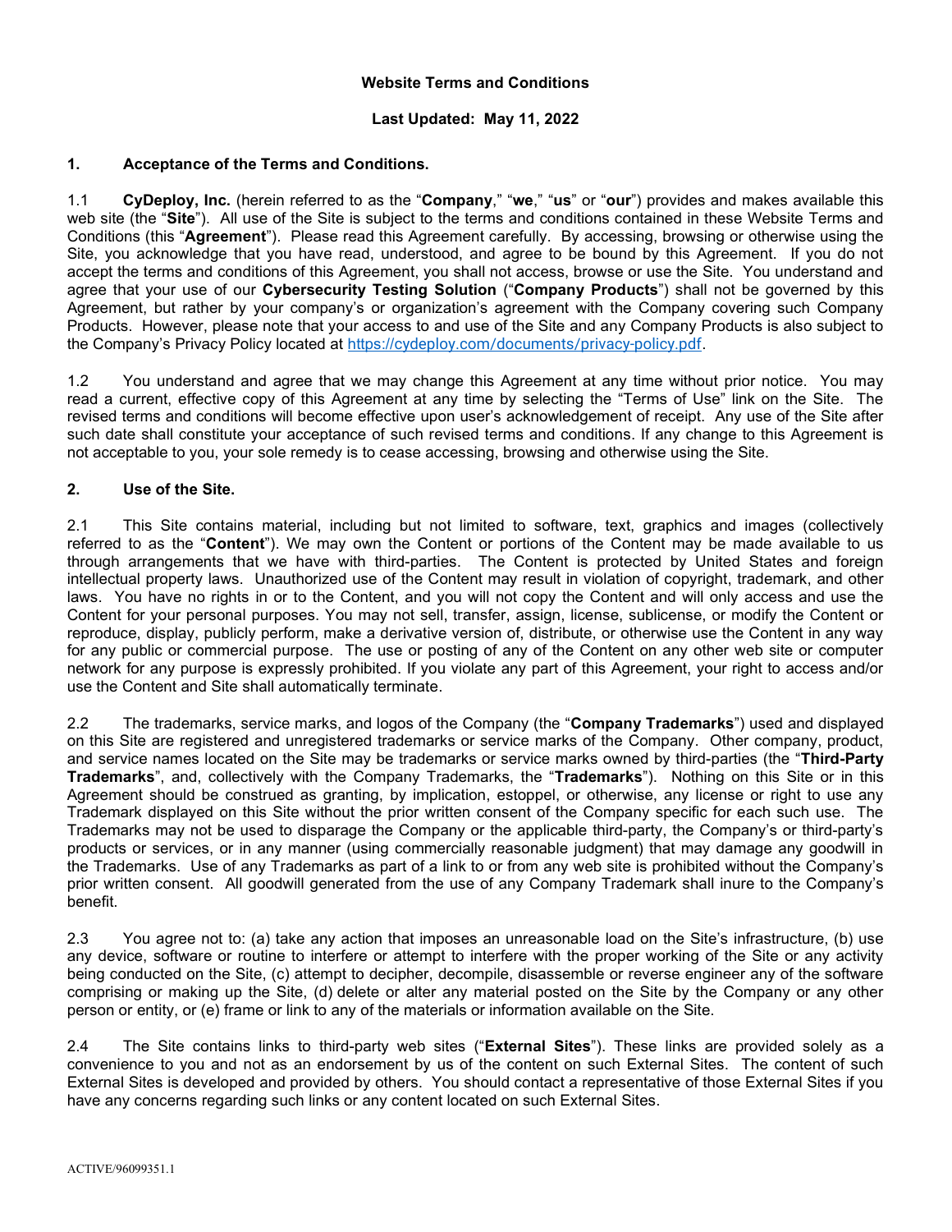# Website Terms and Conditions

**Last Updated: May 11, 2022**

## 1. Acceptance of the Terms and Conditions.

1.1 **CyDeploy, Inc.** (herein referred to as the "**Company**," "**we**," "**us**" or "**our**") provides and makes available this web site (the "**Site**"). All use of the Site is subject to the terms and conditions contained in these Website Terms and Conditions (this "**Agreement**"). Please read this Agreement carefully. By accessing, browsing or otherwise using the Site, you acknowledge that you have read, understood, and agree to be bound by this Agreement. If you do not accept the terms and conditions of this Agreement, you shall not access, browse or use the Site. You understand and agree that your use of our **Cybersecurity Testing Solution** ("**Company Products**") shall not be governed by this Agreement, but rather by your company's or organization's agreement with the Company covering such Company Products. However, please note that your access to and use of the Site and any Company Products is also subject to the Company's Privacy Policy located at https://cydeploy.com/documents/privacy-policy.pdf.

1.2 You understand and agree that we may change this Agreement at any time without prior notice. You may read a current, effective copy of this Agreement at any time by selecting the "Terms of Use" link on the Site. The revised terms and conditions will become effective upon user's acknowledgement of receipt. Any use of the Site after such date shall constitute your acceptance of such revised terms and conditions. If any change to this Agreement is not acceptable to you, your sole remedy is to cease accessing, browsing and otherwise using the Site.

## 2. Use of the Site.

2.1 This Site contains material, including but not limited to software, text, graphics and images (collectively referred to as the "**Content**"). We may own the Content or portions of the Content may be made available to us through arrangements that we have with third-parties. The Content is protected by United States and foreign intellectual property laws. Unauthorized use of the Content may result in violation of copyright, trademark, and other laws. You have no rights in or to the Content, and you will not copy the Content and will only access and use the Content for your personal purposes. You may not sell, transfer, assign, license, sublicense, or modify the Content or reproduce, display, publicly perform, make a derivative version of, distribute, or otherwise use the Content in any way for any public or commercial purpose. The use or posting of any of the Content on any other web site or computer network for any purpose is expressly prohibited. If you violate any part of this Agreement, your right to access and/or use the Content and Site shall automatically terminate.

2.2 The trademarks, service marks, and logos of the Company (the "**Company Trademarks**") used and displayed on this Site are registered and unregistered trademarks or service marks of the Company. Other company, product, and service names located on the Site may be trademarks or service marks owned by third-parties (the "**Third-Party Trademarks**", and, collectively with the Company Trademarks, the "**Trademarks**"). Nothing on this Site or in this Agreement should be construed as granting, by implication, estoppel, or otherwise, any license or right to use any Trademark displayed on this Site without the prior written consent of the Company specific for each such use. The Trademarks may not be used to disparage the Company or the applicable third-party, the Company's or third-party's products or services, or in any manner (using commercially reasonable judgment) that may damage any goodwill in the Trademarks. Use of any Trademarks as part of a link to or from any web site is prohibited without the Company's prior written consent. All goodwill generated from the use of any Company Trademark shall inure to the Company's benefit.

2.3 You agree not to: (a) take any action that imposes an unreasonable load on the Site's infrastructure, (b) use any device, software or routine to interfere or attempt to interfere with the proper working of the Site or any activity being conducted on the Site, (c) attempt to decipher, decompile, disassemble or reverse engineer any of the software comprising or making up the Site, (d) delete or alter any material posted on the Site by the Company or any other person or entity, or (e) frame or link to any of the materials or information available on the Site.

2.4 The Site contains links to third-party web sites ("**External Sites**"). These links are provided solely as a convenience to you and not as an endorsement by us of the content on such External Sites. The content of such External Sites is developed and provided by others. You should contact a representative of those External Sites if you have any concerns regarding such links or any content located on such External Sites.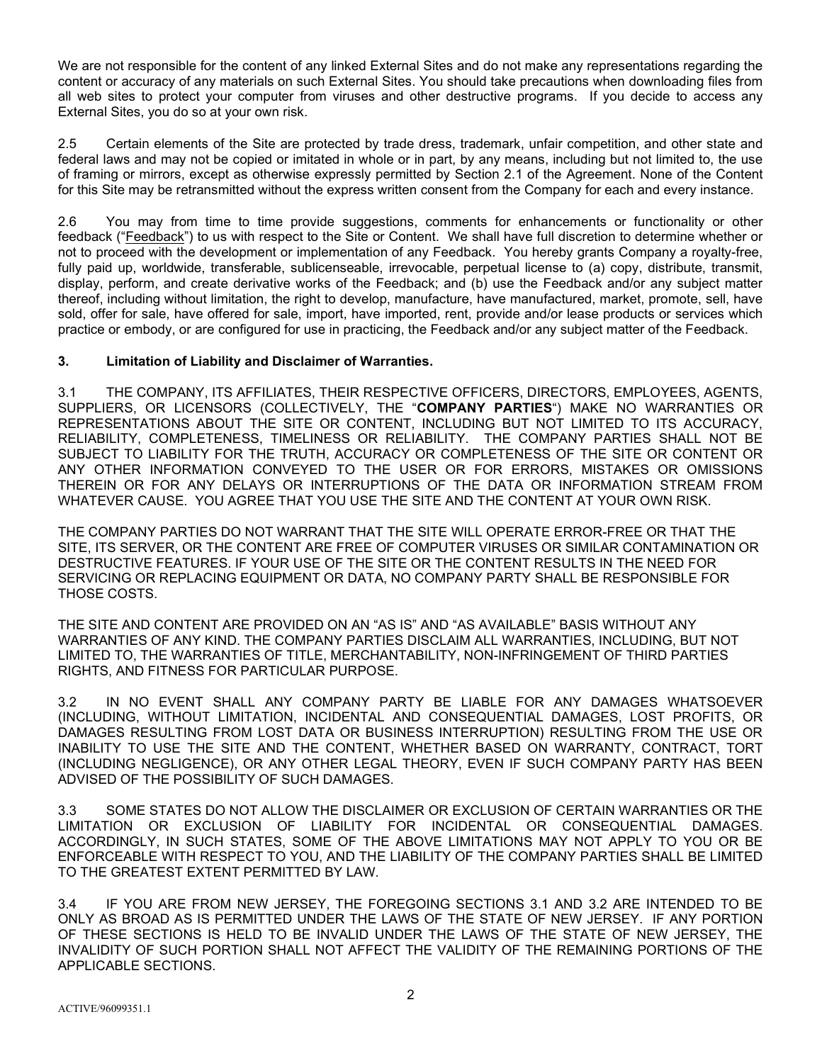We are not responsible for the content of any linked External Sites and do not make any representations regarding the content or accuracy of any materials on such External Sites. You should take precautions when downloading files from all web sites to protect your computer from viruses and other destructive programs. If you decide to access any External Sites, you do so at your own risk.

2.5 Certain elements of the Site are protected by trade dress, trademark, unfair competition, and other state and federal laws and may not be copied or imitated in whole or in part, by any means, including but not limited to, the use of framing or mirrors, except as otherwise expressly permitted by Section 2.1 of the Agreement. None of the Content for this Site may be retransmitted without the express written consent from the Company for each and every instance.

2.6 You may from time to time provide suggestions, comments for enhancements or functionality or other feedback ("Feedback") to us with respect to the Site or Content. We shall have full discretion to determine whether or not to proceed with the development or implementation of any Feedback. You hereby grants Company a royalty-free, fully paid up, worldwide, transferable, sublicenseable, irrevocable, perpetual license to (a) copy, distribute, transmit, display, perform, and create derivative works of the Feedback; and (b) use the Feedback and/or any subject matter thereof, including without limitation, the right to develop, manufacture, have manufactured, market, promote, sell, have sold, offer for sale, have offered for sale, import, have imported, rent, provide and/or lease products or services which practice or embody, or are configured for use in practicing, the Feedback and/or any subject matter of the Feedback.

**3. Limitation of Liability and Disclaimer of Warranties.**

3.1 THE COMPANY, ITS AFFILIATES, THEIR RESPECTIVE OFFICERS, DIRECTORS, EMPLOYEES, AGENTS, SUPPLIERS, OR LICENSORS (COLLECTIVELY, THE "**COMPANY PARTIES**") MAKE NO WARRANTIES OR REPRESENTATIONS ABOUT THE SITE OR CONTENT, INCLUDING BUT NOT LIMITED TO ITS ACCURACY, RELIABILITY, COMPLETENESS, TIMELINESS OR RELIABILITY. THE COMPANY PARTIES SHALL NOT BE SUBJECT TO LIABILITY FOR THE TRUTH, ACCURACY OR COMPLETENESS OF THE SITE OR CONTENT OR ANY OTHER INFORMATION CONVEYED TO THE USER OR FOR ERRORS, MISTAKES OR OMISSIONS THEREIN OR FOR ANY DELAYS OR INTERRUPTIONS OF THE DATA OR INFORMATION STREAM FROM WHATEVER CAUSE. YOU AGREE THAT YOU USE THE SITE AND THE CONTENT AT YOUR OWN RISK.

THE COMPANY PARTIES DO NOT WARRANT THAT THE SITE WILL OPERATE ERROR-FREE OR THAT THE SITE, ITS SERVER, OR THE CONTENT ARE FREE OF COMPUTER VIRUSES OR SIMILAR CONTAMINATION OR DESTRUCTIVE FEATURES. IF YOUR USE OF THE SITE OR THE CONTENT RESULTS IN THE NEED FOR SERVICING OR REPLACING EQUIPMENT OR DATA, NO COMPANY PARTY SHALL BE RESPONSIBLE FOR THOSE COSTS.

THE SITE AND CONTENT ARE PROVIDED ON AN "AS IS" AND "AS AVAILABLE" BASIS WITHOUT ANY WARRANTIES OF ANY KIND. THE COMPANY PARTIES DISCLAIM ALL WARRANTIES, INCLUDING, BUT NOT LIMITED TO, THE WARRANTIES OF TITLE, MERCHANTABILITY, NON-INFRINGEMENT OF THIRD PARTIES RIGHTS, AND FITNESS FOR PARTICULAR PURPOSE.

3.2 IN NO EVENT SHALL ANY COMPANY PARTY BE LIABLE FOR ANY DAMAGES WHATSOEVER (INCLUDING, WITHOUT LIMITATION, INCIDENTAL AND CONSEQUENTIAL DAMAGES, LOST PROFITS, OR DAMAGES RESULTING FROM LOST DATA OR BUSINESS INTERRUPTION) RESULTING FROM THE USE OR INABILITY TO USE THE SITE AND THE CONTENT, WHETHER BASED ON WARRANTY, CONTRACT, TORT (INCLUDING NEGLIGENCE), OR ANY OTHER LEGAL THEORY, EVEN IF SUCH COMPANY PARTY HAS BEEN ADVISED OF THE POSSIBILITY OF SUCH DAMAGES.

3.3 SOME STATES DO NOT ALLOW THE DISCLAIMER OR EXCLUSION OF CERTAIN WARRANTIES OR THE LIMITATION OR EXCLUSION OF LIABILITY FOR INCIDENTAL OR CONSEQUENTIAL DAMAGES. ACCORDINGLY, IN SUCH STATES, SOME OF THE ABOVE LIMITATIONS MAY NOT APPLY TO YOU OR BE ENFORCEABLE WITH RESPECT TO YOU, AND THE LIABILITY OF THE COMPANY PARTIES SHALL BE LIMITED TO THE GREATEST EXTENT PERMITTED BY LAW.

3.4 IF YOU ARE FROM NEW JERSEY, THE FOREGOING SECTIONS 3.1 AND 3.2 ARE INTENDED TO BE ONLY AS BROAD AS IS PERMITTED UNDER THE LAWS OF THE STATE OF NEW JERSEY. IF ANY PORTION OF THESE SECTIONS IS HELD TO BE INVALID UNDER THE LAWS OF THE STATE OF NEW JERSEY, THE INVALIDITY OF SUCH PORTION SHALL NOT AFFECT THE VALIDITY OF THE REMAINING PORTIONS OF THE APPLICABLE SECTIONS.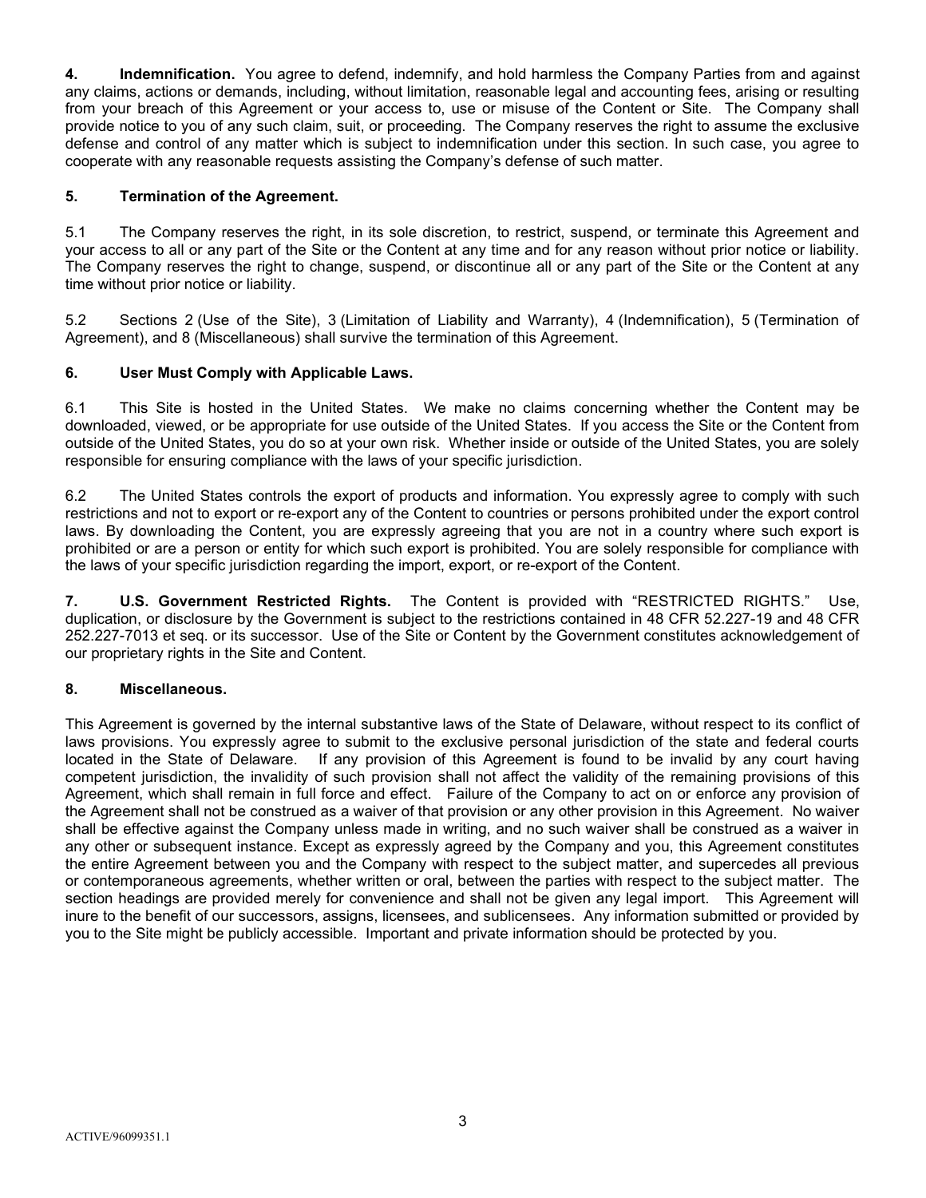**4. Indemnification.** You agree to defend, indemnify, and hold harmless the Company Parties from and against any claims, actions or demands, including, without limitation, reasonable legal and accounting fees, arising or resulting from your breach of this Agreement or your access to, use or misuse of the Content or Site. The Company shall provide notice to you of any such claim, suit, or proceeding. The Company reserves the right to assume the exclusive defense and control of any matter which is subject to indemnification under this section. In such case, you agree to cooperate with any reasonable requests assisting the Company's defense of such matter.

**5. Termination of the Agreement.**

5.1 The Company reserves the right, in its sole discretion, to restrict, suspend, or terminate this Agreement and your access to all or any part of the Site or the Content at any time and for any reason without prior notice or liability. The Company reserves the right to change, suspend, or discontinue all or any part of the Site or the Content at any time without prior notice or liability.

5.2 Sections 2 (Use of the Site), 3 (Limitation of Liability and Warranty), 4 (Indemnification), 5 (Termination of Agreement), and 8 (Miscellaneous) shall survive the termination of this Agreement.

**6. User Must Comply with Applicable Laws.**

6.1 This Site is hosted in the United States. We make no claims concerning whether the Content may be downloaded, viewed, or be appropriate for use outside of the United States. If you access the Site or the Content from outside of the United States, you do so at your own risk. Whether inside or outside of the United States, you are solely responsible for ensuring compliance with the laws of your specific jurisdiction.

6.2 The United States controls the export of products and information. You expressly agree to comply with such restrictions and not to export or re-export any of the Content to countries or persons prohibited under the export control laws. By downloading the Content, you are expressly agreeing that you are not in a country where such export is prohibited or are a person or entity for which such export is prohibited. You are solely responsible for compliance with the laws of your specific jurisdiction regarding the import, export, or re-export of the Content.

**7. U.S. Government Restricted Rights.** The Content is provided with "RESTRICTED RIGHTS." Use, duplication, or disclosure by the Government is subject to the restrictions contained in 48 CFR 52.227-19 and 48 CFR 252.227-7013 et seq. or its successor. Use of the Site or Content by the Government constitutes acknowledgement of our proprietary rights in the Site and Content.

**8. Miscellaneous.**

This Agreement is governed by the internal substantive laws of the State of Delaware, without respect to its conflict of laws provisions. You expressly agree to submit to the exclusive personal jurisdiction of the state and federal courts located in the State of Delaware. If any provision of this Agreement is found to be invalid by any court having competent jurisdiction, the invalidity of such provision shall not affect the validity of the remaining provisions of this Agreement, which shall remain in full force and effect. Failure of the Company to act on or enforce any provision of the Agreement shall not be construed as a waiver of that provision or any other provision in this Agreement. No waiver shall be effective against the Company unless made in writing, and no such waiver shall be construed as a waiver in any other or subsequent instance. Except as expressly agreed by the Company and you, this Agreement constitutes the entire Agreement between you and the Company with respect to the subject matter, and supercedes all previous or contemporaneous agreements, whether written or oral, between the parties with respect to the subject matter. The section headings are provided merely for convenience and shall not be given any legal import. This Agreement will inure to the benefit of our successors, assigns, licensees, and sublicensees. Any information submitted or provided by you to the Site might be publicly accessible. Important and private information should be protected by you.

ACTIVE/96099351.1